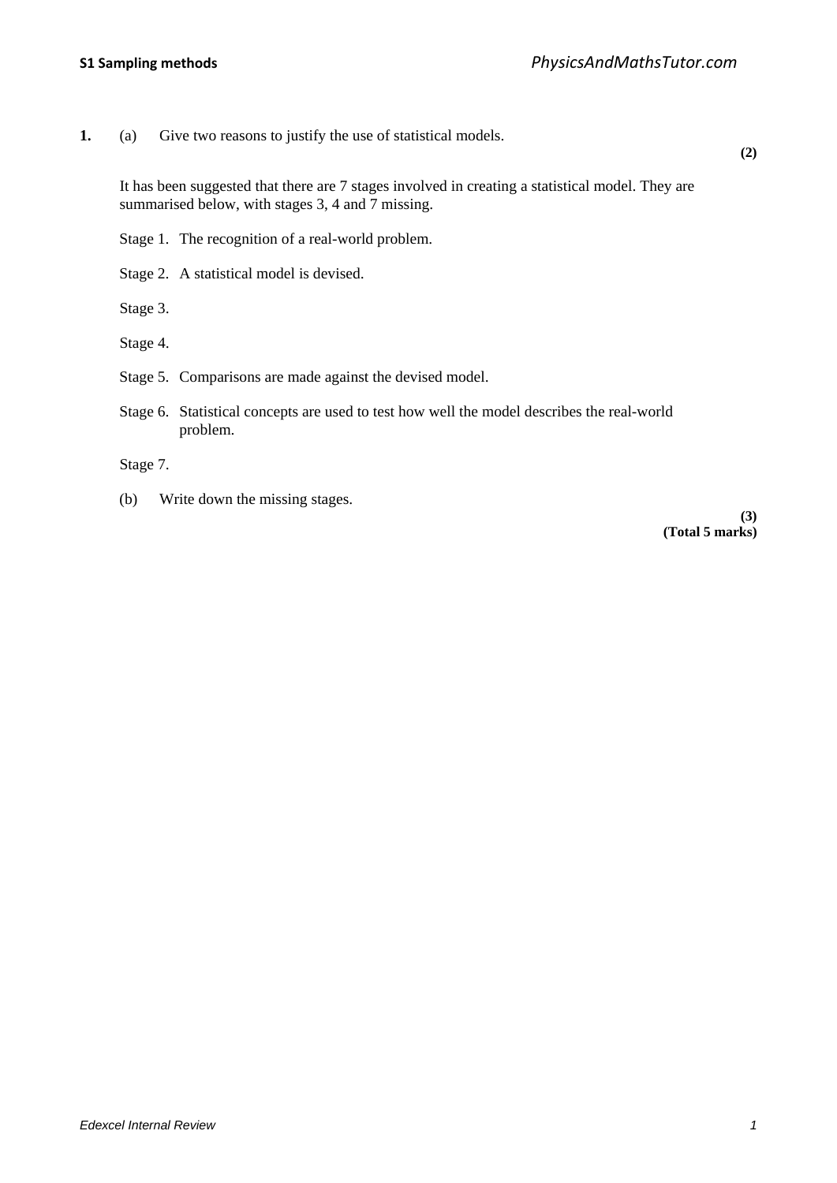**1.** (a) Give two reasons to justify the use of statistical models.

**(2)**

It has been suggested that there are 7 stages involved in creating a statistical model. They are summarised below, with stages 3, 4 and 7 missing.

Stage 1. The recognition of a real-world problem.

Stage 2. A statistical model is devised.

Stage 3.

Stage 4.

Stage 5. Comparisons are made against the devised model.

Stage 6. Statistical concepts are used to test how well the model describes the real-world problem.

Stage 7.

(b) Write down the missing stages.

**(3)**
**(Total 5 marks)**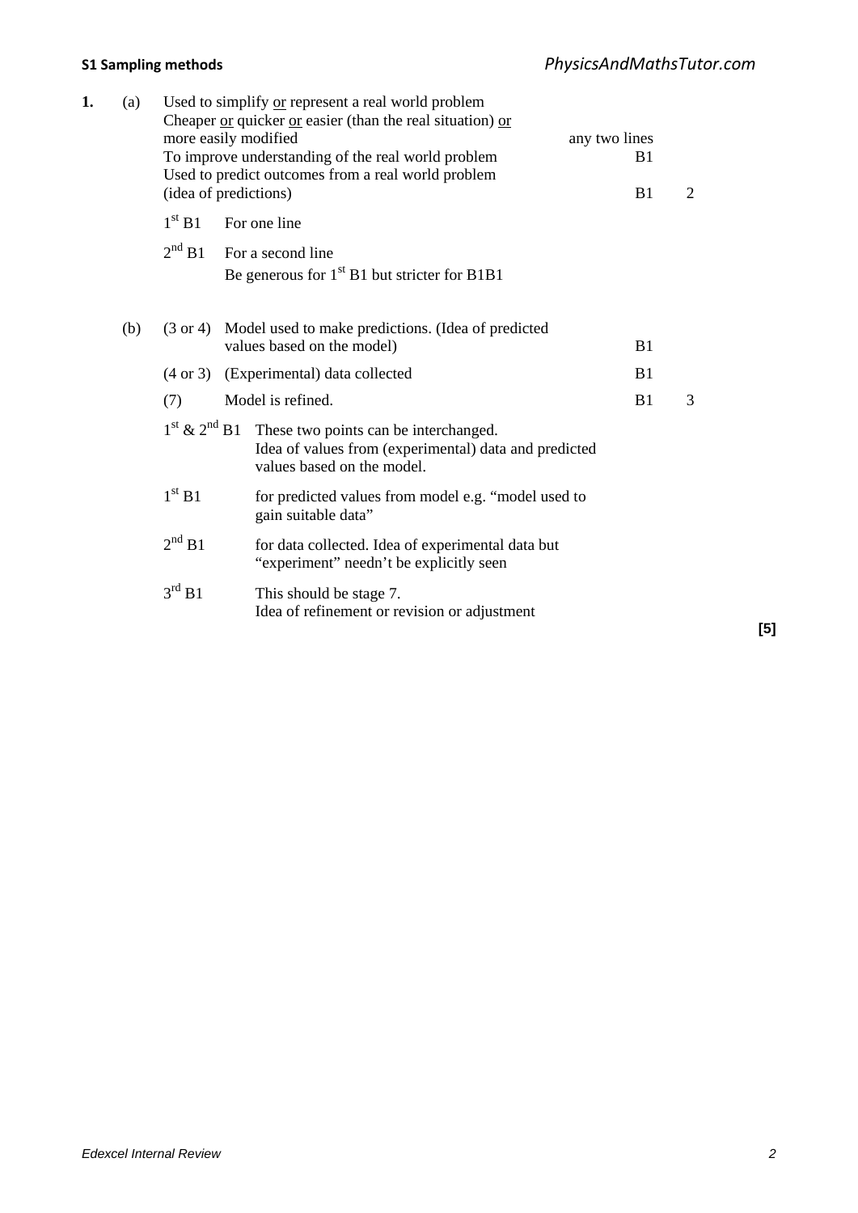| | | | | |
|---|---|---|---|---|
| **1.** | (a) | Used to simplify or represent a real world problem<br>Cheaper or quicker or easier (than the real situation) or more easily modified<br>To improve understanding of the real world problem<br>Used to predict outcomes from a real world problem (idea of predictions) | any two lines<br>B1<br><br>B1 | <br><br><br>2 |
| | | 1st B1 For one line<br>2nd B1 For a second line<br>Be generous for 1st B1 but stricter for B1B1 | | |
| | (b) | (3 or 4) Model used to make predictions. (Idea of predicted values based on the model) | B1 | |
| | | (4 or 3) (Experimental) data collected | B1 | |
| | | (7) Model is refined. | B1 | 3 |
| | | 1st & 2nd B1 These two points can be interchanged. Idea of values from (experimental) data and predicted values based on the model. | | |
| | | 1st B1 for predicted values from model e.g. "model used to gain suitable data" | | |
| | | 2nd B1 for data collected. Idea of experimental data but "experiment" needn't be explicitly seen | | |
| | | 3rd B1 This should be stage 7. Idea of refinement or revision or adjustment | | |

**[5]**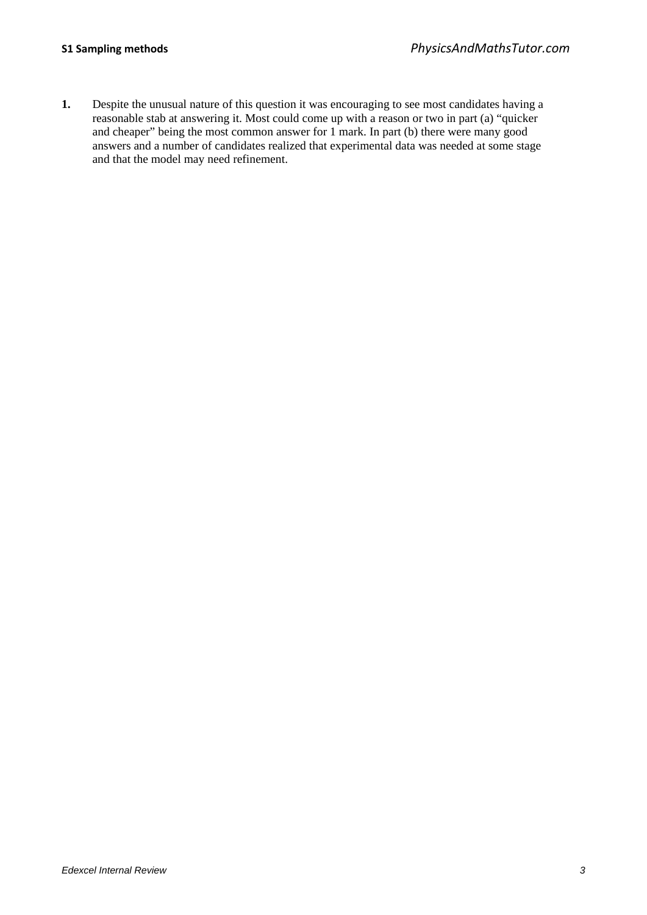1. Despite the unusual nature of this question it was encouraging to see most candidates having a reasonable stab at answering it. Most could come up with a reason or two in part (a) "quicker and cheaper" being the most common answer for 1 mark. In part (b) there were many good answers and a number of candidates realized that experimental data was needed at some stage and that the model may need refinement.